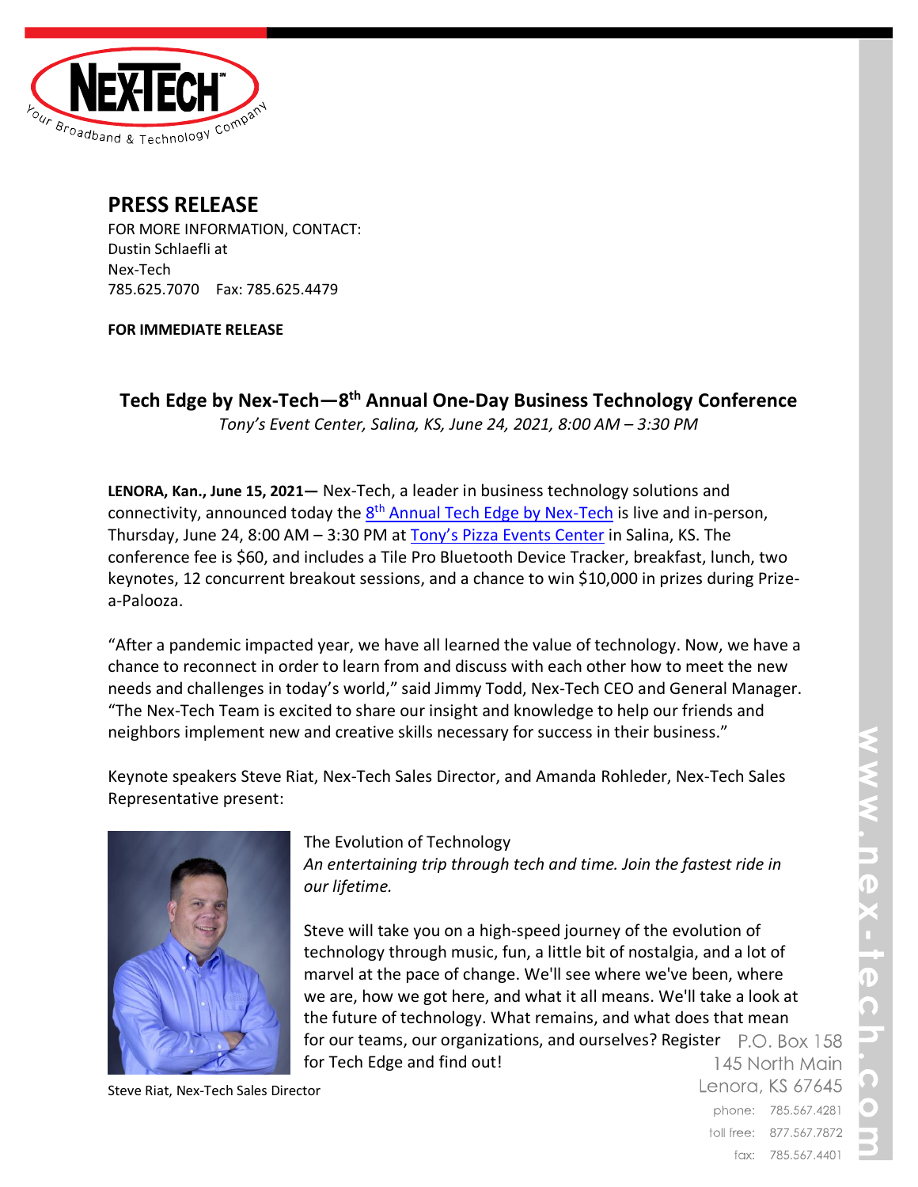# PRESS RELEASE

FOR MORE INFORMATION, CONTACT:
Dustin Schlaefli at
Nex-Tech
785.625.7070 Fax: 785.625.4479

**FOR IMMEDIATE RELEASE**

## Tech Edge by Nex-Tech—8th Annual One-Day Business Technology Conference

*Tony's Event Center, Salina, KS, June 24, 2021, 8:00 AM – 3:30 PM*

**LENORA, Kan., June 15, 2021—** Nex-Tech, a leader in business technology solutions and connectivity, announced today the 8th Annual Tech Edge by Nex-Tech is live and in-person, Thursday, June 24, 8:00 AM – 3:30 PM at Tony's Pizza Events Center in Salina, KS. The conference fee is $60, and includes a Tile Pro Bluetooth Device Tracker, breakfast, lunch, two keynotes, 12 concurrent breakout sessions, and a chance to win $10,000 in prizes during Prize-a-Palooza.

"After a pandemic impacted year, we have all learned the value of technology. Now, we have a chance to reconnect in order to learn from and discuss with each other how to meet the new needs and challenges in today's world," said Jimmy Todd, Nex-Tech CEO and General Manager. "The Nex-Tech Team is excited to share our insight and knowledge to help our friends and neighbors implement new and creative skills necessary for success in their business."

Keynote speakers Steve Riat, Nex-Tech Sales Director, and Amanda Rohleder, Nex-Tech Sales Representative present:

The Evolution of Technology
*An entertaining trip through tech and time. Join the fastest ride in our lifetime.*

Steve will take you on a high-speed journey of the evolution of technology through music, fun, a little bit of nostalgia, and a lot of marvel at the pace of change. We'll see where we've been, where we are, how we got here, and what it all means. We'll take a look at the future of technology. What remains, and what does that mean for our teams, our organizations, and ourselves? Register for Tech Edge and find out!

Steve Riat, Nex-Tech Sales Director

P.O. Box 158
145 North Main
Lenora, KS 67645
phone: 785.567.4281
toll free: 877.567.7872
fax: 785.567.4401

www.nex-tech.com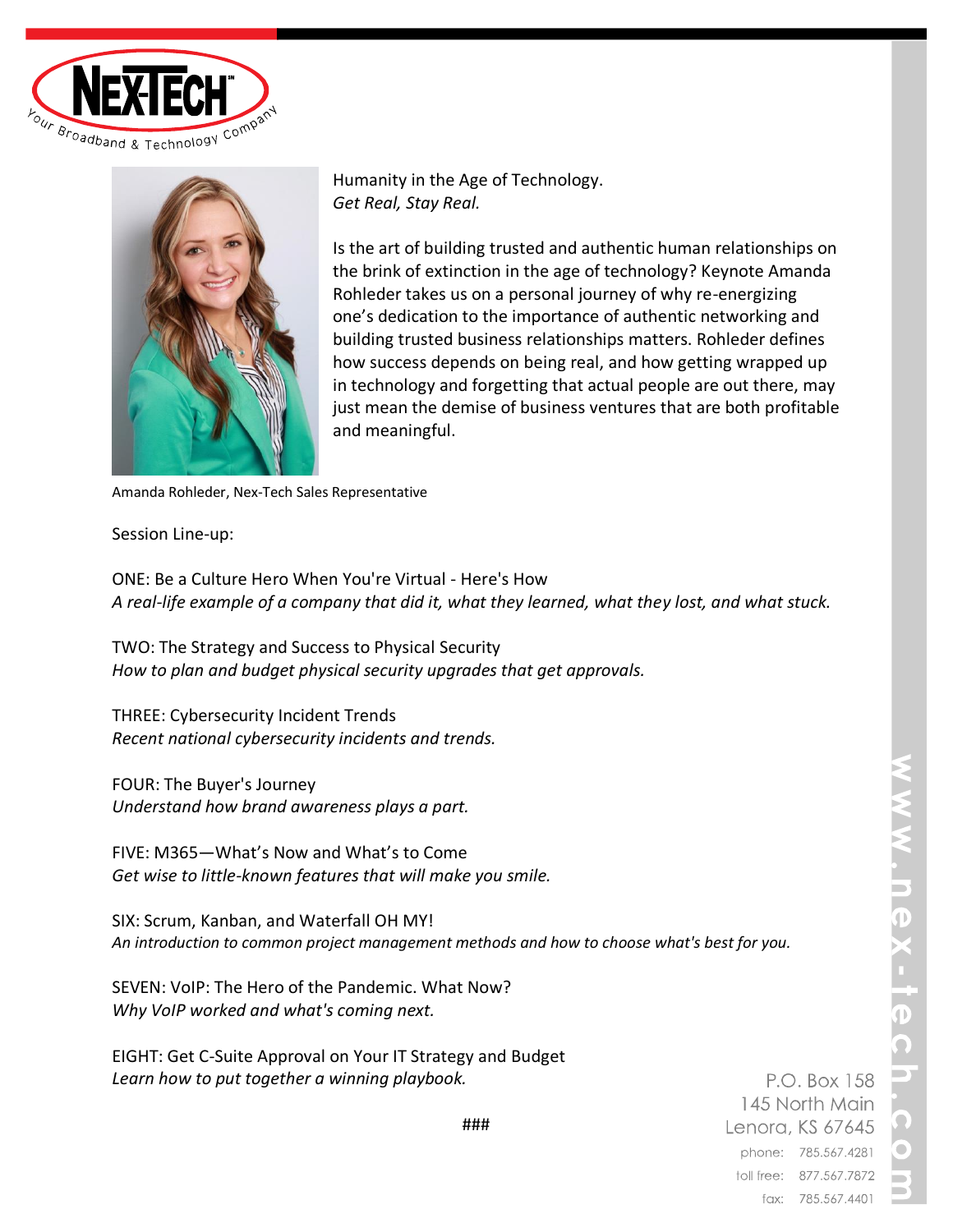Humanity in the Age of Technology.
*Get Real, Stay Real.*

Is the art of building trusted and authentic human relationships on the brink of extinction in the age of technology? Keynote Amanda Rohleder takes us on a personal journey of why re-energizing one's dedication to the importance of authentic networking and building trusted business relationships matters. Rohleder defines how success depends on being real, and how getting wrapped up in technology and forgetting that actual people are out there, may just mean the demise of business ventures that are both profitable and meaningful.

Amanda Rohleder, Nex-Tech Sales Representative

Session Line-up:

ONE: Be a Culture Hero When You're Virtual - Here's How
*A real-life example of a company that did it, what they learned, what they lost, and what stuck.*

TWO: The Strategy and Success to Physical Security
*How to plan and budget physical security upgrades that get approvals.*

THREE: Cybersecurity Incident Trends
*Recent national cybersecurity incidents and trends.*

FOUR: The Buyer's Journey
*Understand how brand awareness plays a part.*

FIVE: M365—What's Now and What's to Come
*Get wise to little-known features that will make you smile.*

SIX: Scrum, Kanban, and Waterfall OH MY!
*An introduction to common project management methods and how to choose what's best for you.*

SEVEN: VoIP: The Hero of the Pandemic. What Now?
*Why VoIP worked and what's coming next.*

EIGHT: Get C-Suite Approval on Your IT Strategy and Budget
*Learn how to put together a winning playbook.*

###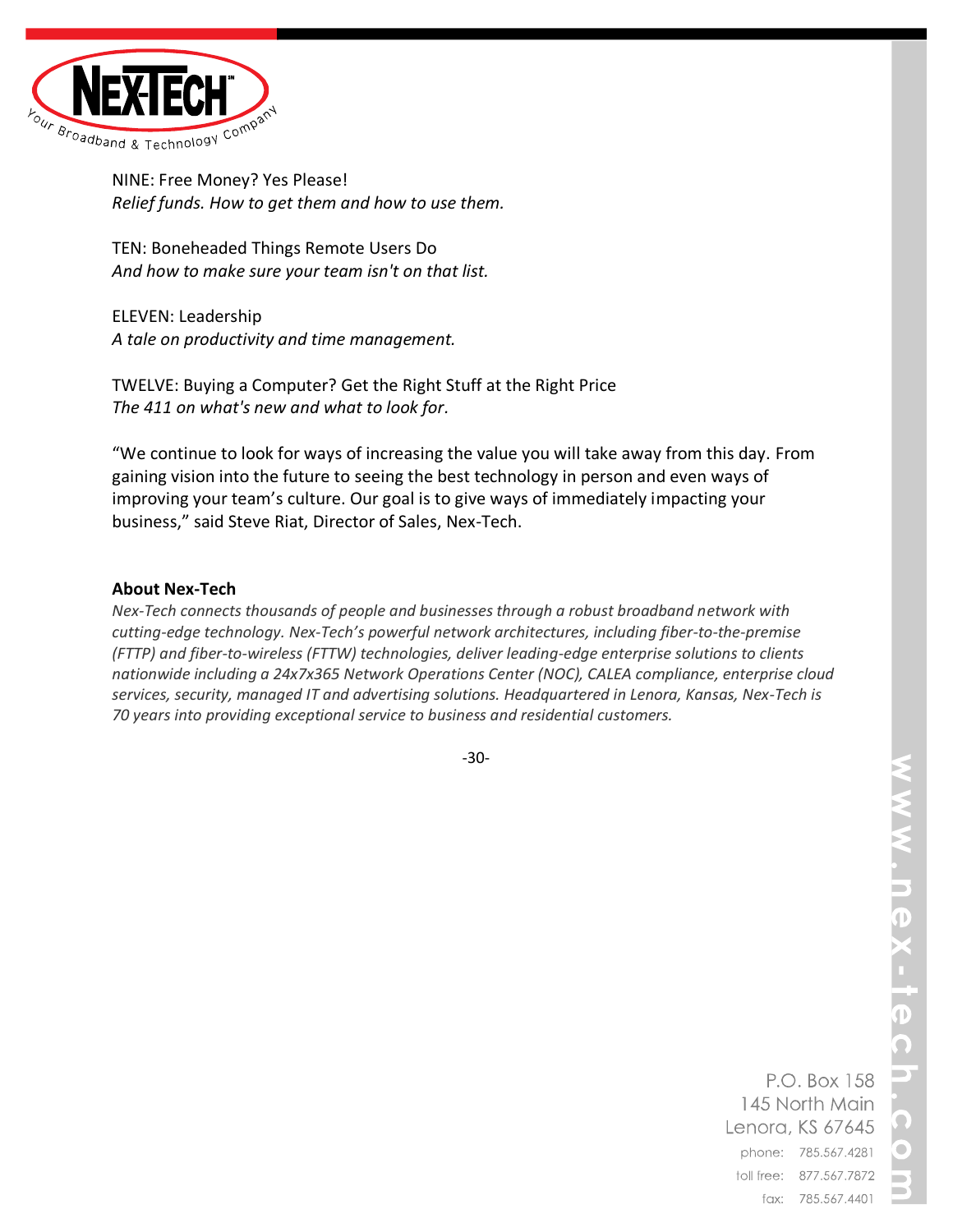NINE: Free Money? Yes Please!
*Relief funds. How to get them and how to use them.*

TEN: Boneheaded Things Remote Users Do
*And how to make sure your team isn't on that list.*

ELEVEN: Leadership
*A tale on productivity and time management.*

TWELVE: Buying a Computer? Get the Right Stuff at the Right Price
*The 411 on what's new and what to look for*.

“We continue to look for ways of increasing the value you will take away from this day. From gaining vision into the future to seeing the best technology in person and even ways of improving your team’s culture. Our goal is to give ways of immediately impacting your business,” said Steve Riat, Director of Sales, Nex-Tech.

**About Nex-Tech**

*Nex-Tech connects thousands of people and businesses through a robust broadband network with cutting-edge technology. Nex-Tech’s powerful network architectures, including fiber-to-the-premise (FTTP) and fiber-to-wireless (FTTW) technologies, deliver leading-edge enterprise solutions to clients nationwide including a 24x7x365 Network Operations Center (NOC), CALEA compliance, enterprise cloud services, security, managed IT and advertising solutions. Headquartered in Lenora, Kansas, Nex-Tech is 70 years into providing exceptional service to business and residential customers.*

-30-

P.O. Box 158
145 North Main
Lenora, KS 67645
phone: 785.567.4281
toll free: 877.567.7872
fax: 785.567.4401

www.nex-tech.com